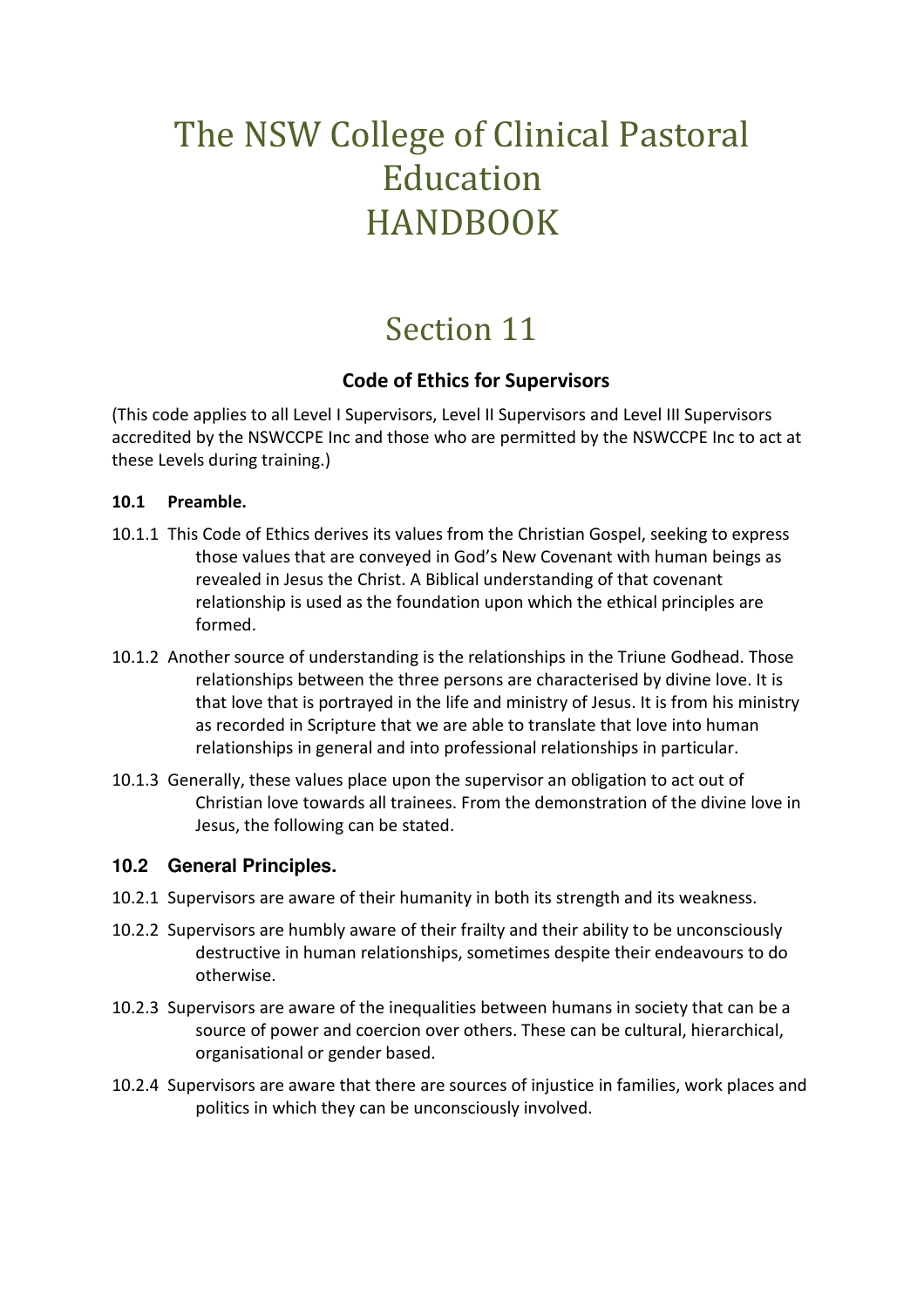# The NSW College of Clinical Pastoral Education HANDBOOK

## Section 11

### Code of Ethics for Supervisors

(This code applies to all Level I Supervisors, Level II Supervisors and Level III Supervisors accredited by the NSWCCPE Inc and those who are permitted by the NSWCCPE Inc to act at these Levels during training.)

#### 10.1 Preamble.

10.1.1 This Code of Ethics derives its values from the Christian Gospel, seeking to express those values that are conveyed in God's New Covenant with human beings as revealed in Jesus the Christ. A Biblical understanding of that covenant relationship is used as the foundation upon which the ethical principles are formed.

10.1.2 Another source of understanding is the relationships in the Triune Godhead. Those relationships between the three persons are characterised by divine love. It is that love that is portrayed in the life and ministry of Jesus. It is from his ministry as recorded in Scripture that we are able to translate that love into human relationships in general and into professional relationships in particular.

10.1.3 Generally, these values place upon the supervisor an obligation to act out of Christian love towards all trainees. From the demonstration of the divine love in Jesus, the following can be stated.

#### 10.2 General Principles.

10.2.1 Supervisors are aware of their humanity in both its strength and its weakness.

10.2.2 Supervisors are humbly aware of their frailty and their ability to be unconsciously destructive in human relationships, sometimes despite their endeavours to do otherwise.

10.2.3 Supervisors are aware of the inequalities between humans in society that can be a source of power and coercion over others. These can be cultural, hierarchical, organisational or gender based.

10.2.4 Supervisors are aware that there are sources of injustice in families, work places and politics in which they can be unconsciously involved.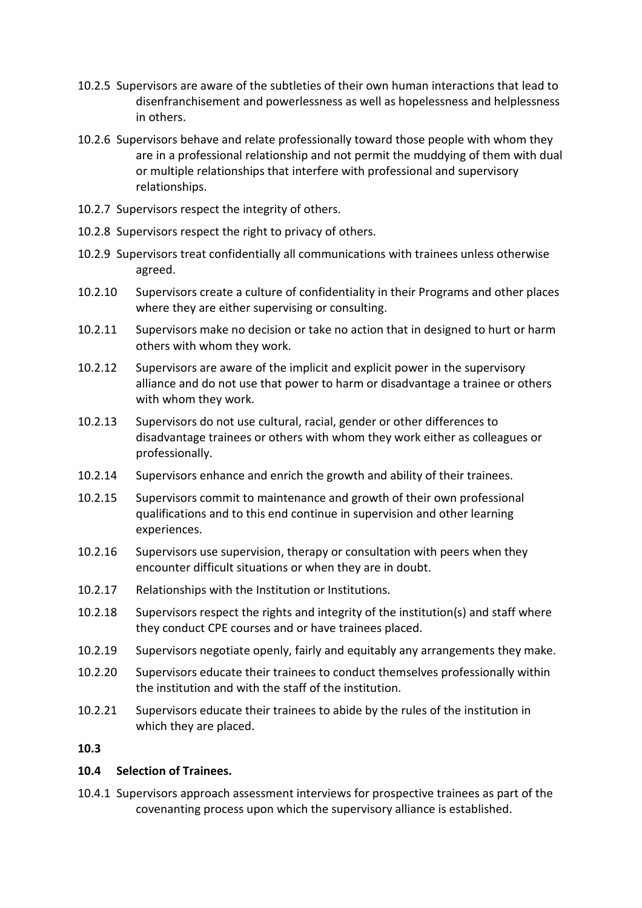10.2.5 Supervisors are aware of the subtleties of their own human interactions that lead to disenfranchisement and powerlessness as well as hopelessness and helplessness in others.

10.2.6 Supervisors behave and relate professionally toward those people with whom they are in a professional relationship and not permit the muddying of them with dual or multiple relationships that interfere with professional and supervisory relationships.

10.2.7 Supervisors respect the integrity of others.

10.2.8 Supervisors respect the right to privacy of others.

10.2.9 Supervisors treat confidentially all communications with trainees unless otherwise agreed.

10.2.10 Supervisors create a culture of confidentiality in their Programs and other places where they are either supervising or consulting.

10.2.11 Supervisors make no decision or take no action that in designed to hurt or harm others with whom they work.

10.2.12 Supervisors are aware of the implicit and explicit power in the supervisory alliance and do not use that power to harm or disadvantage a trainee or others with whom they work.

10.2.13 Supervisors do not use cultural, racial, gender or other differences to disadvantage trainees or others with whom they work either as colleagues or professionally.

10.2.14 Supervisors enhance and enrich the growth and ability of their trainees.

10.2.15 Supervisors commit to maintenance and growth of their own professional qualifications and to this end continue in supervision and other learning experiences.

10.2.16 Supervisors use supervision, therapy or consultation with peers when they encounter difficult situations or when they are in doubt.

10.2.17 Relationships with the Institution or Institutions.

10.2.18 Supervisors respect the rights and integrity of the institution(s) and staff where they conduct CPE courses and or have trainees placed.

10.2.19 Supervisors negotiate openly, fairly and equitably any arrangements they make.

10.2.20 Supervisors educate their trainees to conduct themselves professionally within the institution and with the staff of the institution.

10.2.21 Supervisors educate their trainees to abide by the rules of the institution in which they are placed.

**10.3**

**10.4 Selection of Trainees.**

10.4.1 Supervisors approach assessment interviews for prospective trainees as part of the covenanting process upon which the supervisory alliance is established.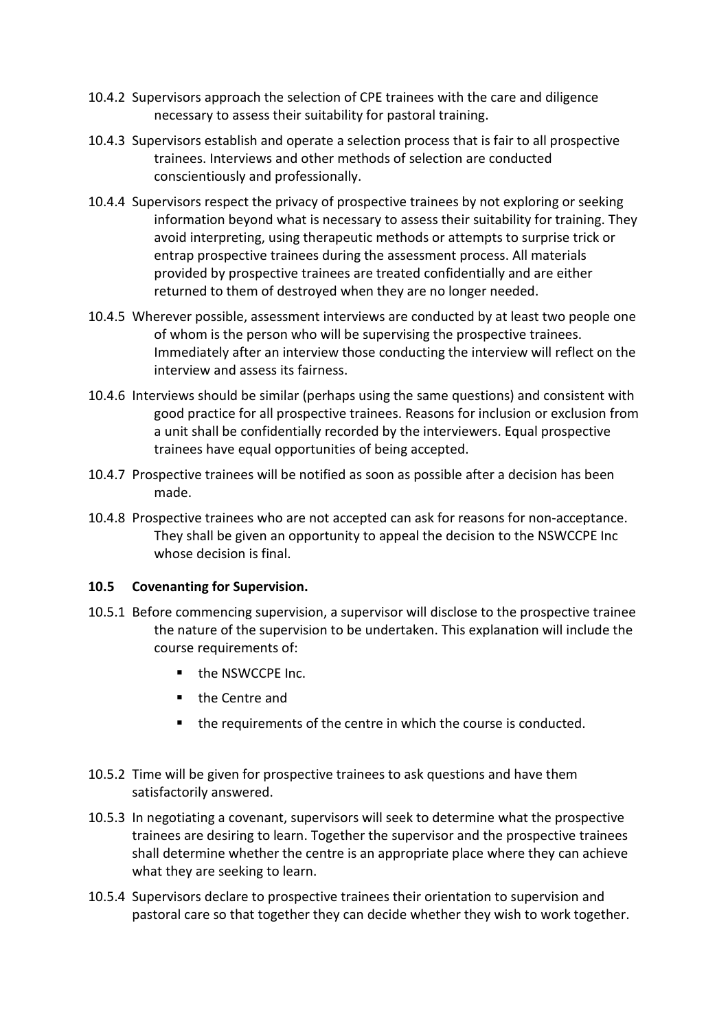10.4.2 Supervisors approach the selection of CPE trainees with the care and diligence necessary to assess their suitability for pastoral training.

10.4.3 Supervisors establish and operate a selection process that is fair to all prospective trainees. Interviews and other methods of selection are conducted conscientiously and professionally.

10.4.4 Supervisors respect the privacy of prospective trainees by not exploring or seeking information beyond what is necessary to assess their suitability for training. They avoid interpreting, using therapeutic methods or attempts to surprise trick or entrap prospective trainees during the assessment process. All materials provided by prospective trainees are treated confidentially and are either returned to them of destroyed when they are no longer needed.

10.4.5 Wherever possible, assessment interviews are conducted by at least two people one of whom is the person who will be supervising the prospective trainees. Immediately after an interview those conducting the interview will reflect on the interview and assess its fairness.

10.4.6 Interviews should be similar (perhaps using the same questions) and consistent with good practice for all prospective trainees. Reasons for inclusion or exclusion from a unit shall be confidentially recorded by the interviewers. Equal prospective trainees have equal opportunities of being accepted.

10.4.7 Prospective trainees will be notified as soon as possible after a decision has been made.

10.4.8 Prospective trainees who are not accepted can ask for reasons for non-acceptance. They shall be given an opportunity to appeal the decision to the NSWCCPE Inc whose decision is final.

### 10.5 Covenanting for Supervision.

10.5.1 Before commencing supervision, a supervisor will disclose to the prospective trainee the nature of the supervision to be undertaken. This explanation will include the course requirements of:

- the NSWCCPE Inc.
- the Centre and
- the requirements of the centre in which the course is conducted.

10.5.2 Time will be given for prospective trainees to ask questions and have them satisfactorily answered.

10.5.3 In negotiating a covenant, supervisors will seek to determine what the prospective trainees are desiring to learn. Together the supervisor and the prospective trainees shall determine whether the centre is an appropriate place where they can achieve what they are seeking to learn.

10.5.4 Supervisors declare to prospective trainees their orientation to supervision and pastoral care so that together they can decide whether they wish to work together.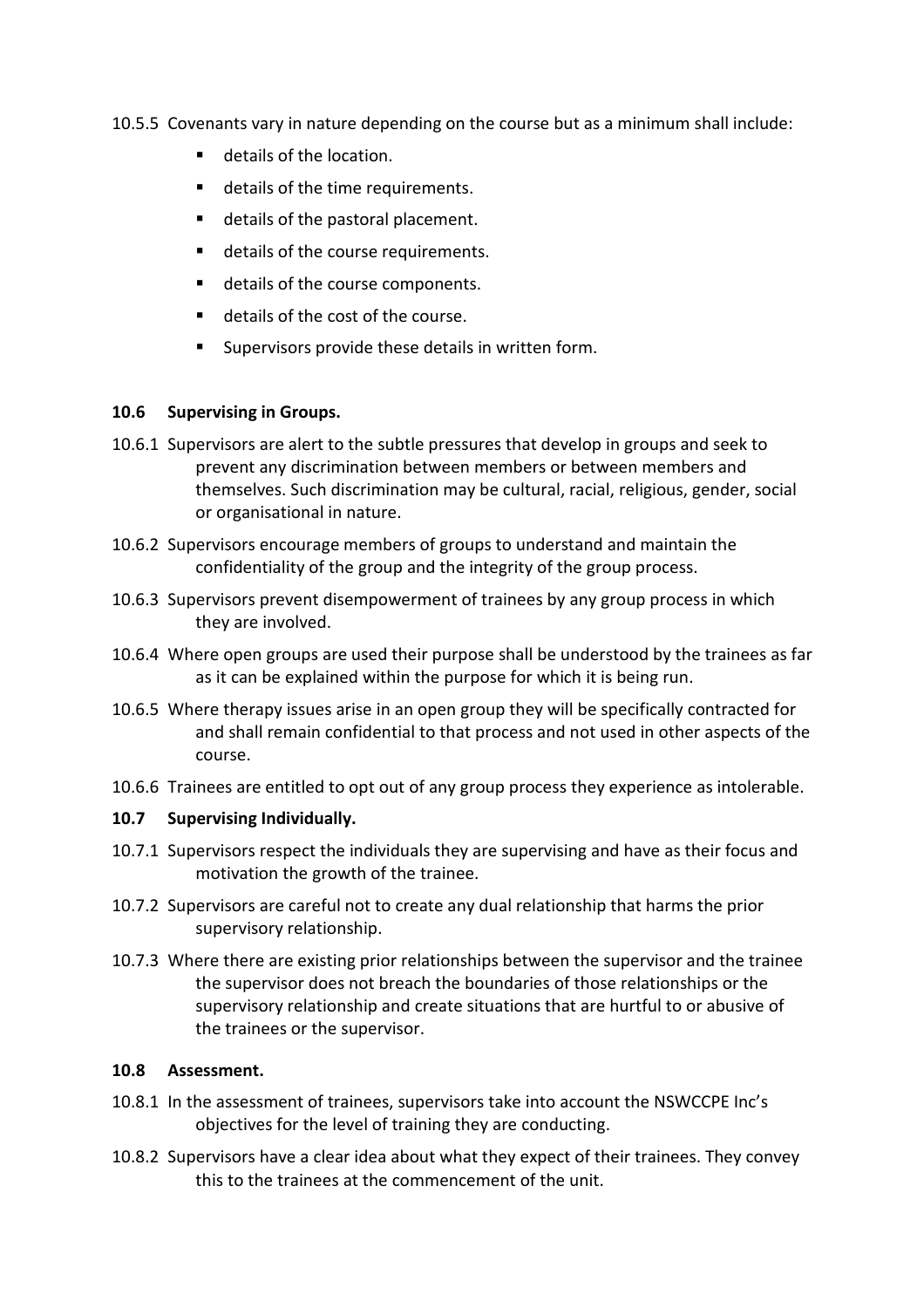10.5.5 Covenants vary in nature depending on the course but as a minimum shall include:

- details of the location.
- details of the time requirements.
- details of the pastoral placement.
- details of the course requirements.
- details of the course components.
- details of the cost of the course.
- Supervisors provide these details in written form.

**10.6 Supervising in Groups.**

10.6.1 Supervisors are alert to the subtle pressures that develop in groups and seek to prevent any discrimination between members or between members and themselves. Such discrimination may be cultural, racial, religious, gender, social or organisational in nature.

10.6.2 Supervisors encourage members of groups to understand and maintain the confidentiality of the group and the integrity of the group process.

10.6.3 Supervisors prevent disempowerment of trainees by any group process in which they are involved.

10.6.4 Where open groups are used their purpose shall be understood by the trainees as far as it can be explained within the purpose for which it is being run.

10.6.5 Where therapy issues arise in an open group they will be specifically contracted for and shall remain confidential to that process and not used in other aspects of the course.

10.6.6 Trainees are entitled to opt out of any group process they experience as intolerable.

**10.7 Supervising Individually.**

10.7.1 Supervisors respect the individuals they are supervising and have as their focus and motivation the growth of the trainee.

10.7.2 Supervisors are careful not to create any dual relationship that harms the prior supervisory relationship.

10.7.3 Where there are existing prior relationships between the supervisor and the trainee the supervisor does not breach the boundaries of those relationships or the supervisory relationship and create situations that are hurtful to or abusive of the trainees or the supervisor.

**10.8 Assessment.**

10.8.1 In the assessment of trainees, supervisors take into account the NSWCCPE Inc's objectives for the level of training they are conducting.

10.8.2 Supervisors have a clear idea about what they expect of their trainees. They convey this to the trainees at the commencement of the unit.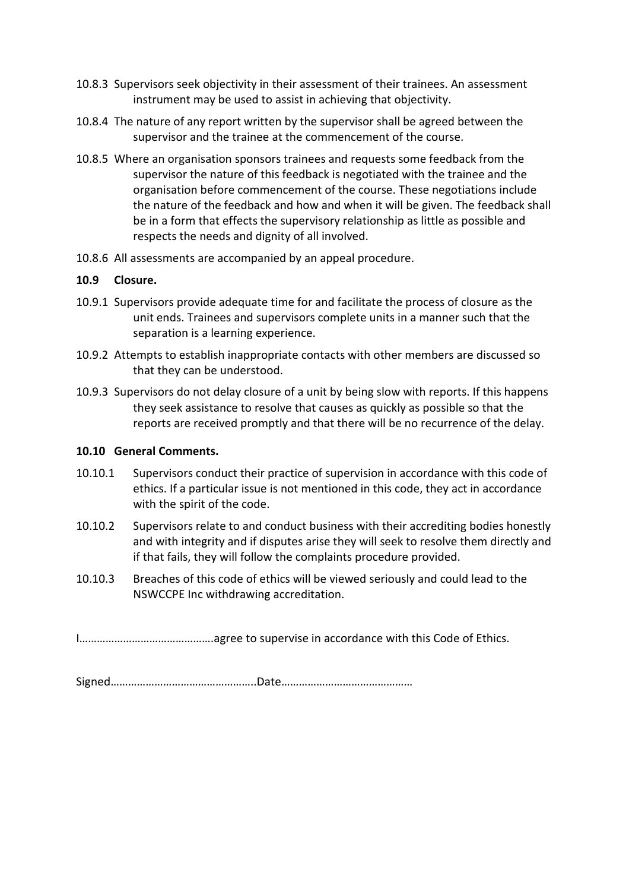10.8.3 Supervisors seek objectivity in their assessment of their trainees. An assessment instrument may be used to assist in achieving that objectivity.

10.8.4 The nature of any report written by the supervisor shall be agreed between the supervisor and the trainee at the commencement of the course.

10.8.5 Where an organisation sponsors trainees and requests some feedback from the supervisor the nature of this feedback is negotiated with the trainee and the organisation before commencement of the course. These negotiations include the nature of the feedback and how and when it will be given. The feedback shall be in a form that effects the supervisory relationship as little as possible and respects the needs and dignity of all involved.

10.8.6 All assessments are accompanied by an appeal procedure.

**10.9 Closure.**

10.9.1 Supervisors provide adequate time for and facilitate the process of closure as the unit ends. Trainees and supervisors complete units in a manner such that the separation is a learning experience.

10.9.2 Attempts to establish inappropriate contacts with other members are discussed so that they can be understood.

10.9.3 Supervisors do not delay closure of a unit by being slow with reports. If this happens they seek assistance to resolve that causes as quickly as possible so that the reports are received promptly and that there will be no recurrence of the delay.

**10.10 General Comments.**

10.10.1 Supervisors conduct their practice of supervision in accordance with this code of ethics. If a particular issue is not mentioned in this code, they act in accordance with the spirit of the code.

10.10.2 Supervisors relate to and conduct business with their accrediting bodies honestly and with integrity and if disputes arise they will seek to resolve them directly and if that fails, they will follow the complaints procedure provided.

10.10.3 Breaches of this code of ethics will be viewed seriously and could lead to the NSWCCPE Inc withdrawing accreditation.

I……………………………………….agree to supervise in accordance with this Code of Ethics.

Signed…………………………………………..Date……………………………………